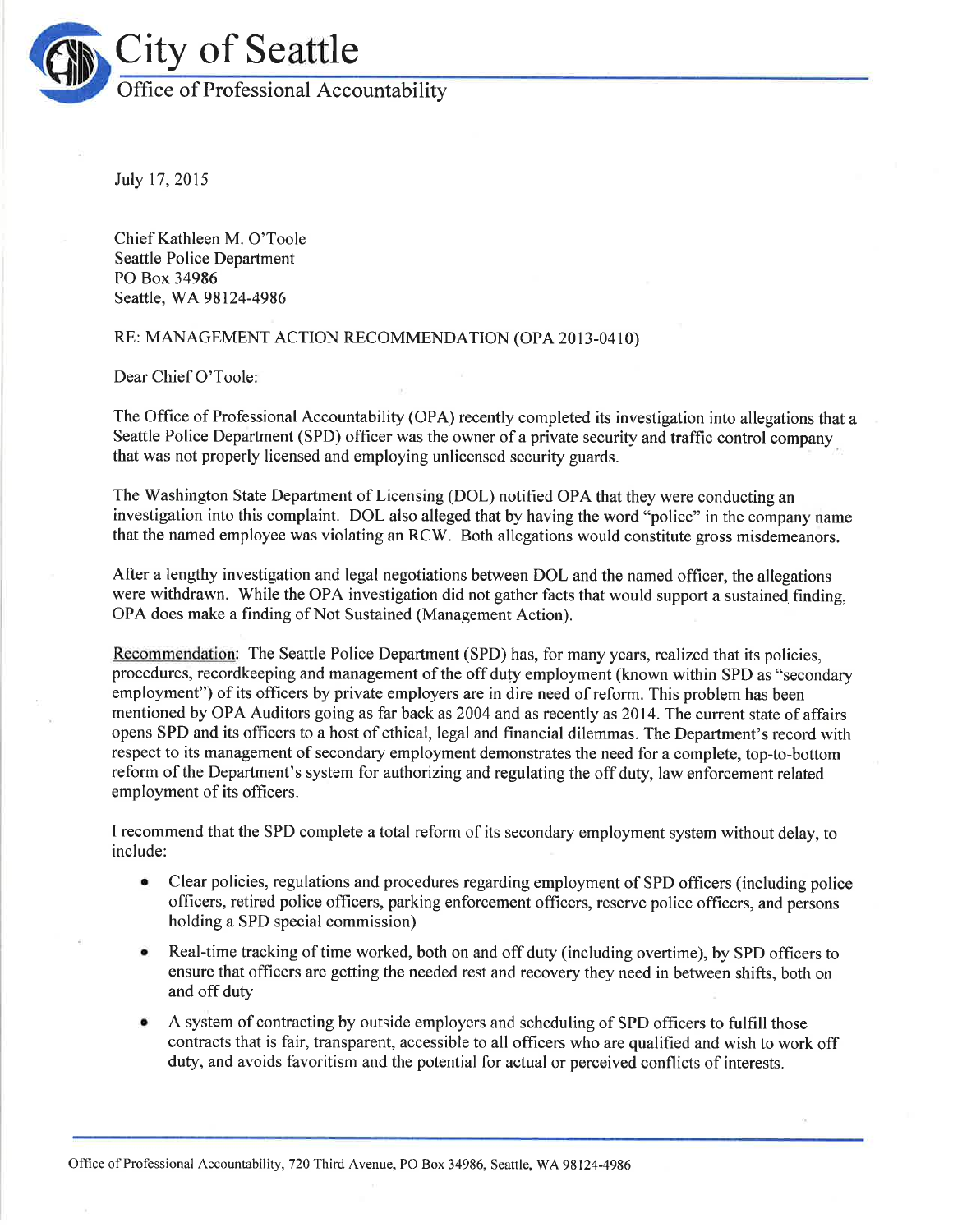# City of Seattle

## Office of Professional Accountability

July 17, 2015

Chief Kathleen M. O'Toole
Seattle Police Department
PO Box 34986
Seattle, WA 98124-4986

RE: MANAGEMENT ACTION RECOMMENDATION (OPA 2013-0410)

Dear Chief O'Toole:

The Office of Professional Accountability (OPA) recently completed its investigation into allegations that a Seattle Police Department (SPD) officer was the owner of a private security and traffic control company that was not properly licensed and employing unlicensed security guards.

The Washington State Department of Licensing (DOL) notified OPA that they were conducting an investigation into this complaint. DOL also alleged that by having the word "police" in the company name that the named employee was violating an RCW. Both allegations would constitute gross misdemeanors.

After a lengthy investigation and legal negotiations between DOL and the named officer, the allegations were withdrawn. While the OPA investigation did not gather facts that would support a sustained finding, OPA does make a finding of Not Sustained (Management Action).

Recommendation: The Seattle Police Department (SPD) has, for many years, realized that its policies, procedures, recordkeeping and management of the off duty employment (known within SPD as "secondary employment") of its officers by private employers are in dire need of reform. This problem has been mentioned by OPA Auditors going as far back as 2004 and as recently as 2014. The current state of affairs opens SPD and its officers to a host of ethical, legal and financial dilemmas. The Department's record with respect to its management of secondary employment demonstrates the need for a complete, top-to-bottom reform of the Department's system for authorizing and regulating the off duty, law enforcement related employment of its officers.

I recommend that the SPD complete a total reform of its secondary employment system without delay, to include:

- Clear policies, regulations and procedures regarding employment of SPD officers (including police officers, retired police officers, parking enforcement officers, reserve police officers, and persons holding a SPD special commission)
- Real-time tracking of time worked, both on and off duty (including overtime), by SPD officers to ensure that officers are getting the needed rest and recovery they need in between shifts, both on and off duty
- A system of contracting by outside employers and scheduling of SPD officers to fulfill those contracts that is fair, transparent, accessible to all officers who are qualified and wish to work off duty, and avoids favoritism and the potential for actual or perceived conflicts of interests.

Office of Professional Accountability, 720 Third Avenue, PO Box 34986, Seattle, WA 98124-4986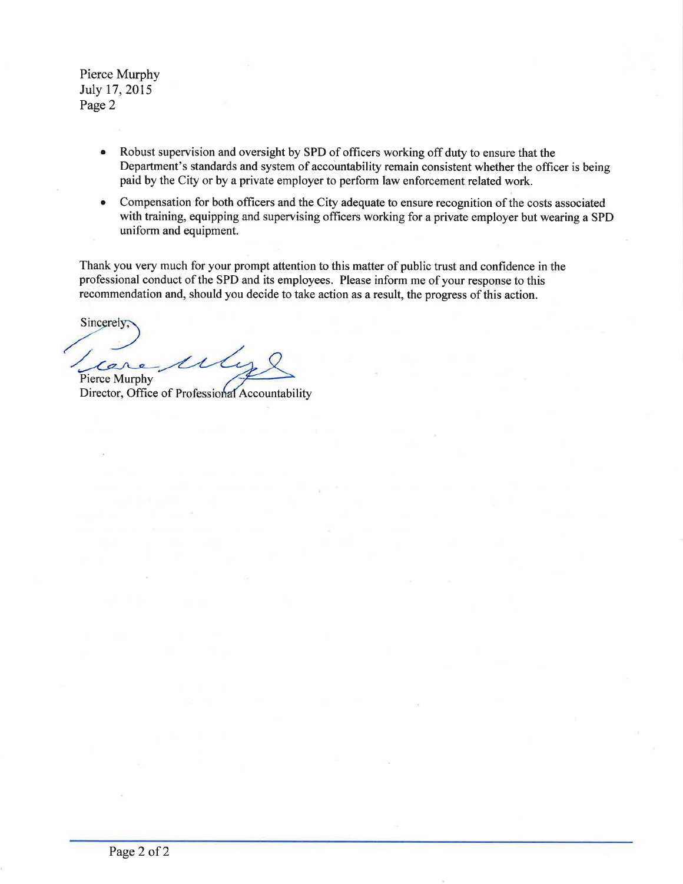- Robust supervision and oversight by SPD of officers working off duty to ensure that the Department's standards and system of accountability remain consistent whether the officer is being paid by the City or by a private employer to perform law enforcement related work.
- Compensation for both officers and the City adequate to ensure recognition of the costs associated with training, equipping and supervising officers working for a private employer but wearing a SPD uniform and equipment.

Thank you very much for your prompt attention to this matter of public trust and confidence in the professional conduct of the SPD and its employees. Please inform me of your response to this recommendation and, should you decide to take action as a result, the progress of this action.

Sincerely,

Pierce Murphy
Director, Office of Professional Accountability